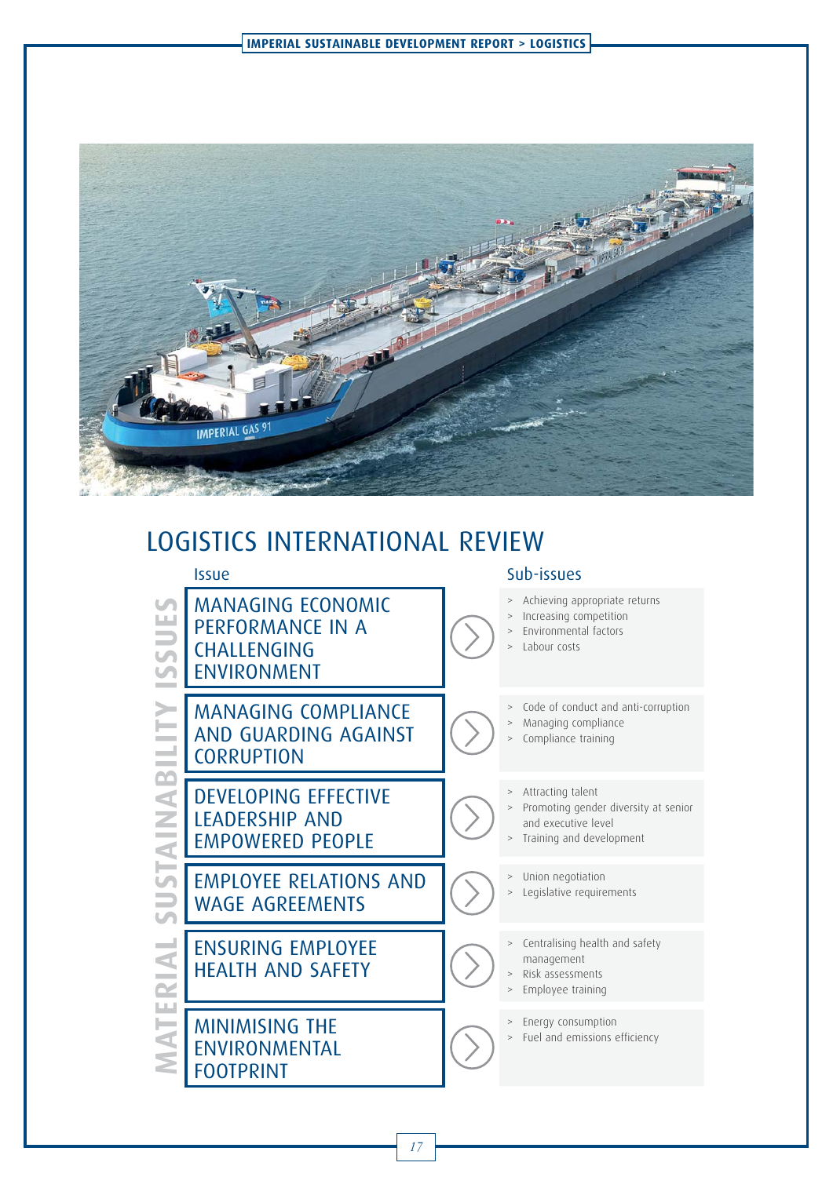# LOGISTICS INTERNATIONAL REVIEW

**MATERIAL SUSTAINABILITY ISSUES**

| Issue | Sub-issues |
|---|---|
| MANAGING ECONOMIC PERFORMANCE IN A CHALLENGING ENVIRONMENT | > Achieving appropriate returns<br>> Increasing competition<br>> Environmental factors<br>> Labour costs |
| MANAGING COMPLIANCE AND GUARDING AGAINST CORRUPTION | > Code of conduct and anti-corruption<br>> Managing compliance<br>> Compliance training |
| DEVELOPING EFFECTIVE LEADERSHIP AND EMPOWERED PEOPLE | > Attracting talent<br>> Promoting gender diversity at senior and executive level<br>> Training and development |
| EMPLOYEE RELATIONS AND WAGE AGREEMENTS | > Union negotiation<br>> Legislative requirements |
| ENSURING EMPLOYEE HEALTH AND SAFETY | > Centralising health and safety management<br>> Risk assessments<br>> Employee training |
| MINIMISING THE ENVIRONMENTAL FOOTPRINT | > Energy consumption<br>> Fuel and emissions efficiency |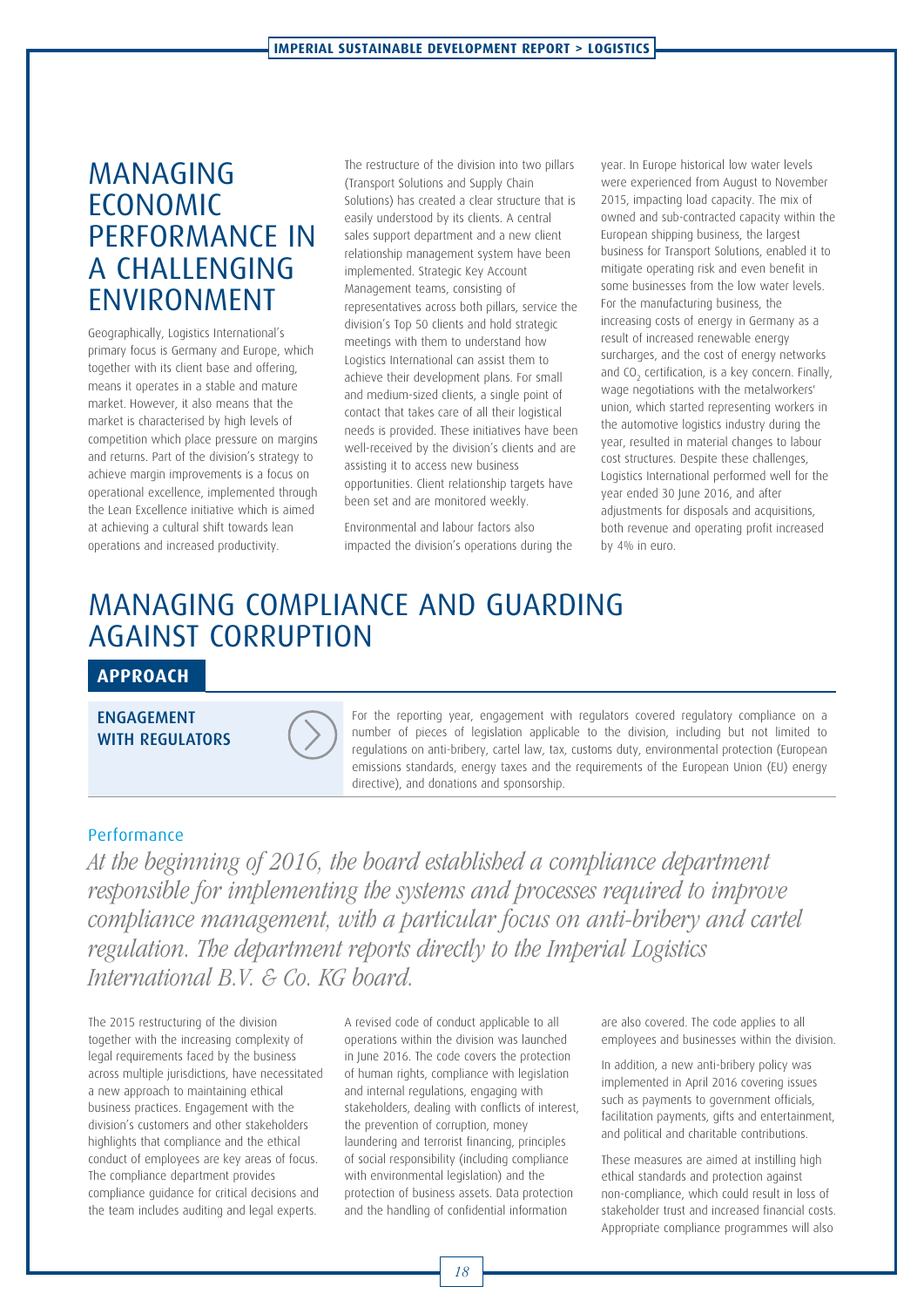## MANAGING ECONOMIC PERFORMANCE IN A CHALLENGING ENVIRONMENT

Geographically, Logistics International's primary focus is Germany and Europe, which together with its client base and offering, means it operates in a stable and mature market. However, it also means that the market is characterised by high levels of competition which place pressure on margins and returns. Part of the division's strategy to achieve margin improvements is a focus on operational excellence, implemented through the Lean Excellence initiative which is aimed at achieving a cultural shift towards lean operations and increased productivity.

The restructure of the division into two pillars (Transport Solutions and Supply Chain Solutions) has created a clear structure that is easily understood by its clients. A central sales support department and a new client relationship management system have been implemented. Strategic Key Account Management teams, consisting of representatives across both pillars, service the division's Top 50 clients and hold strategic meetings with them to understand how Logistics International can assist them to achieve their development plans. For small and medium-sized clients, a single point of contact that takes care of all their logistical needs is provided. These initiatives have been well-received by the division's clients and are assisting it to access new business opportunities. Client relationship targets have been set and are monitored weekly.

Environmental and labour factors also impacted the division's operations during the year. In Europe historical low water levels were experienced from August to November 2015, impacting load capacity. The mix of owned and sub-contracted capacity within the European shipping business, the largest business for Transport Solutions, enabled it to mitigate operating risk and even benefit in some businesses from the low water levels. For the manufacturing business, the increasing costs of energy in Germany as a result of increased renewable energy surcharges, and the cost of energy networks and $CO_2$ certification, is a key concern. Finally, wage negotiations with the metalworkers' union, which started representing workers in the automotive logistics industry during the year, resulted in material changes to labour cost structures. Despite these challenges, Logistics International performed well for the year ended 30 June 2016, and after adjustments for disposals and acquisitions, both revenue and operating profit increased by 4% in euro.

## MANAGING COMPLIANCE AND GUARDING AGAINST CORRUPTION

### APPROACH

**ENGAGEMENT WITH REGULATORS**

For the reporting year, engagement with regulators covered regulatory compliance on a number of pieces of legislation applicable to the division, including but not limited to regulations on anti-bribery, cartel law, tax, customs duty, environmental protection (European emissions standards, energy taxes and the requirements of the European Union (EU) energy directive), and donations and sponsorship.

### Performance

*At the beginning of 2016, the board established a compliance department responsible for implementing the systems and processes required to improve compliance management, with a particular focus on anti-bribery and cartel regulation. The department reports directly to the Imperial Logistics International B.V. & Co. KG board.*

The 2015 restructuring of the division together with the increasing complexity of legal requirements faced by the business across multiple jurisdictions, have necessitated a new approach to maintaining ethical business practices. Engagement with the division's customers and other stakeholders highlights that compliance and the ethical conduct of employees are key areas of focus. The compliance department provides compliance guidance for critical decisions and the team includes auditing and legal experts.

A revised code of conduct applicable to all operations within the division was launched in June 2016. The code covers the protection of human rights, compliance with legislation and internal regulations, engaging with stakeholders, dealing with conflicts of interest, the prevention of corruption, money laundering and terrorist financing, principles of social responsibility (including compliance with environmental legislation) and the protection of business assets. Data protection and the handling of confidential information are also covered. The code applies to all employees and businesses within the division.

In addition, a new anti-bribery policy was implemented in April 2016 covering issues such as payments to government officials, facilitation payments, gifts and entertainment, and political and charitable contributions.

These measures are aimed at instilling high ethical standards and protection against non-compliance, which could result in loss of stakeholder trust and increased financial costs. Appropriate compliance programmes will also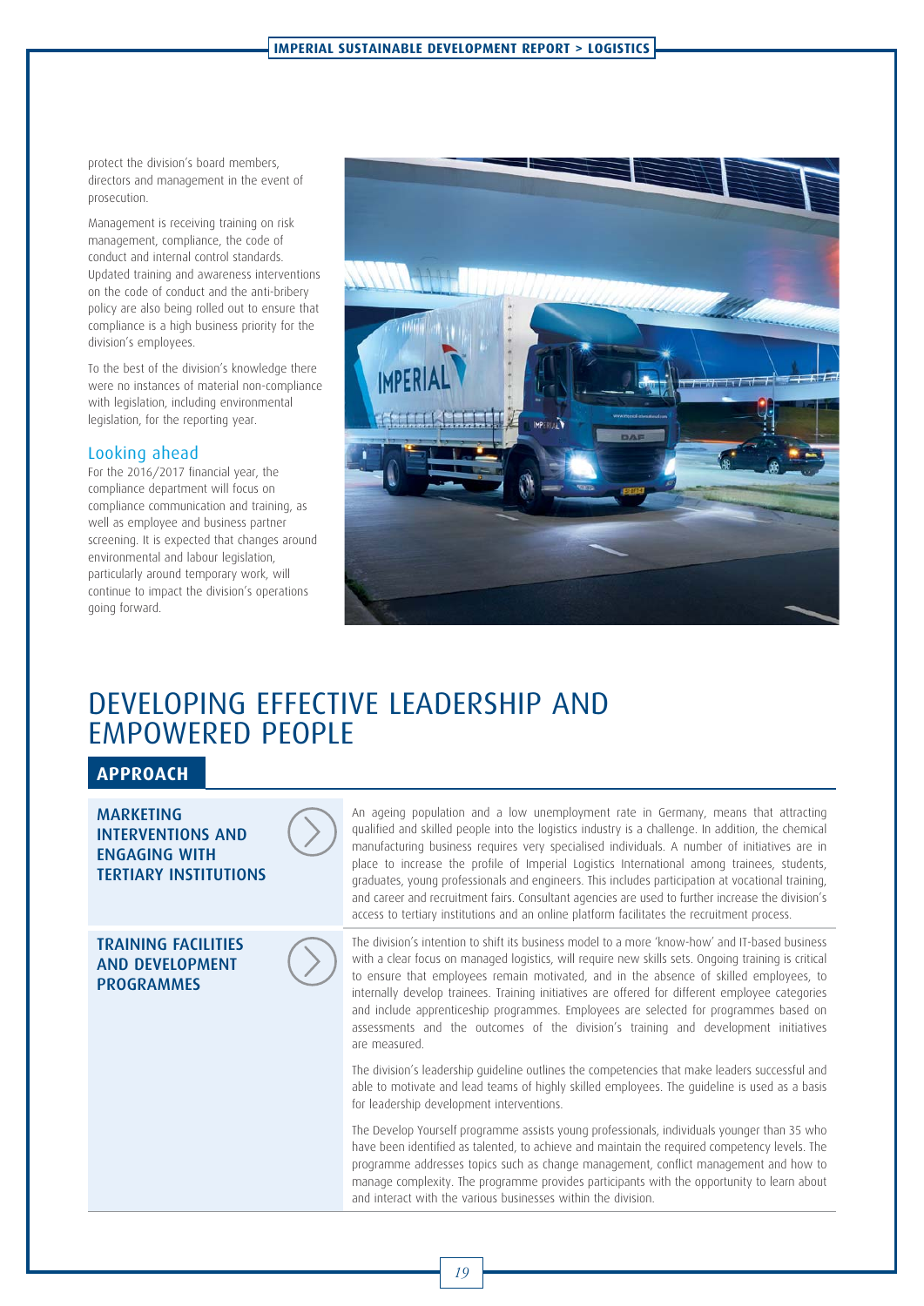protect the division's board members, directors and management in the event of prosecution.

Management is receiving training on risk management, compliance, the code of conduct and internal control standards. Updated training and awareness interventions on the code of conduct and the anti-bribery policy are also being rolled out to ensure that compliance is a high business priority for the division's employees.

To the best of the division's knowledge there were no instances of material non-compliance with legislation, including environmental legislation, for the reporting year.

### Looking ahead

For the 2016/2017 financial year, the compliance department will focus on compliance communication and training, as well as employee and business partner screening. It is expected that changes around environmental and labour legislation, particularly around temporary work, will continue to impact the division's operations going forward.

# DEVELOPING EFFECTIVE LEADERSHIP AND EMPOWERED PEOPLE

## APPROACH

### MARKETING INTERVENTIONS AND ENGAGING WITH TERTIARY INSTITUTIONS

An ageing population and a low unemployment rate in Germany, means that attracting qualified and skilled people into the logistics industry is a challenge. In addition, the chemical manufacturing business requires very specialised individuals. A number of initiatives are in place to increase the profile of Imperial Logistics International among trainees, students, graduates, young professionals and engineers. This includes participation at vocational training, and career and recruitment fairs. Consultant agencies are used to further increase the division's access to tertiary institutions and an online platform facilitates the recruitment process.

### TRAINING FACILITIES AND DEVELOPMENT PROGRAMMES

The division's intention to shift its business model to a more 'know-how' and IT-based business with a clear focus on managed logistics, will require new skills sets. Ongoing training is critical to ensure that employees remain motivated, and in the absence of skilled employees, to internally develop trainees. Training initiatives are offered for different employee categories and include apprenticeship programmes. Employees are selected for programmes based on assessments and the outcomes of the division's training and development initiatives are measured.

The division's leadership guideline outlines the competencies that make leaders successful and able to motivate and lead teams of highly skilled employees. The guideline is used as a basis for leadership development interventions.

The Develop Yourself programme assists young professionals, individuals younger than 35 who have been identified as talented, to achieve and maintain the required competency levels. The programme addresses topics such as change management, conflict management and how to manage complexity. The programme provides participants with the opportunity to learn about and interact with the various businesses within the division.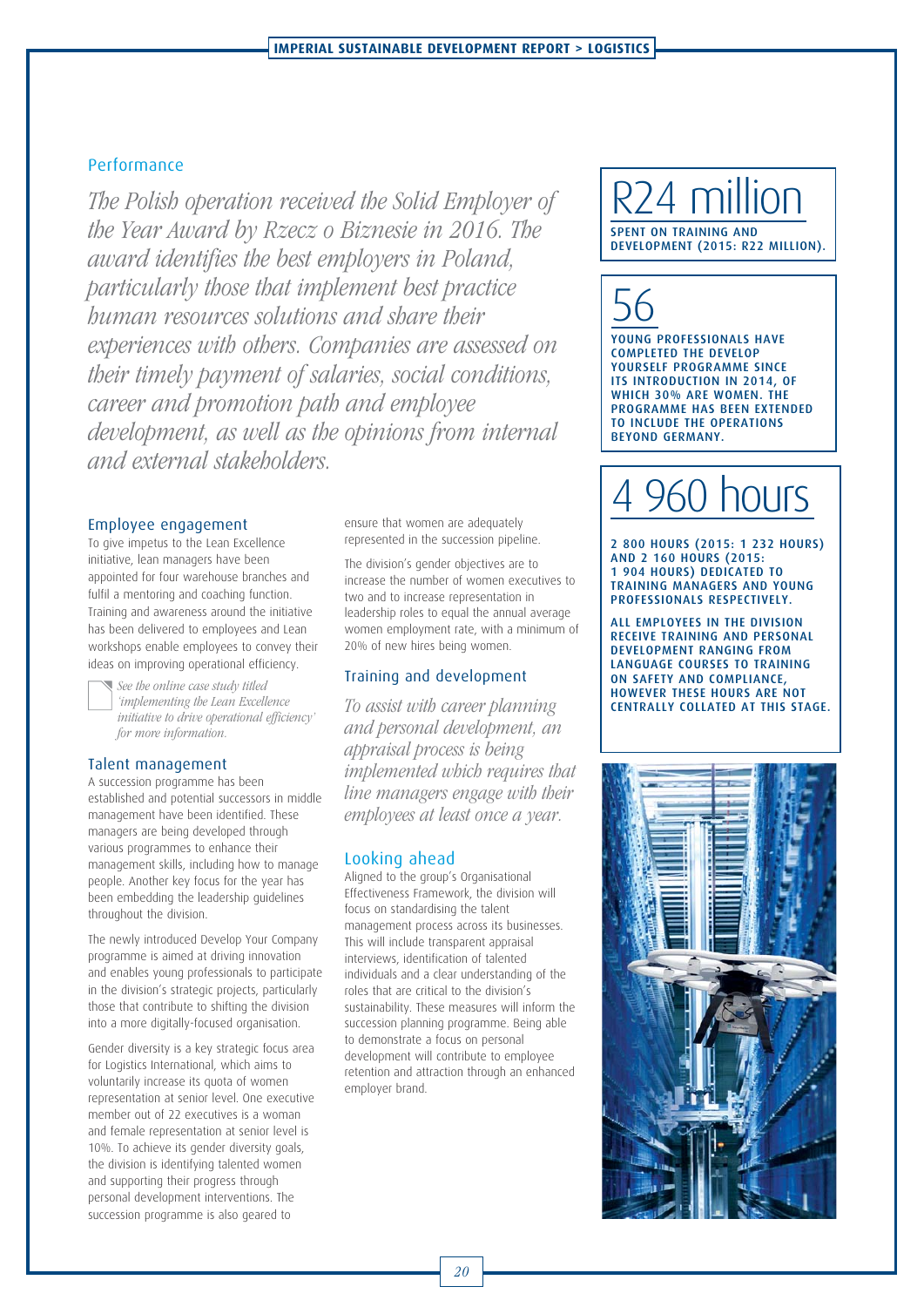## Performance

*The Polish operation received the Solid Employer of the Year Award by Rzecz o Biznesie in 2016. The award identifies the best employers in Poland, particularly those that implement best practice human resources solutions and share their experiences with others. Companies are assessed on their timely payment of salaries, social conditions, career and promotion path and employee development, as well as the opinions from internal and external stakeholders.*

### Employee engagement

To give impetus to the Lean Excellence initiative, lean managers have been appointed for four warehouse branches and fulfil a mentoring and coaching function. Training and awareness around the initiative has been delivered to employees and Lean workshops enable employees to convey their ideas on improving operational efficiency.

*See the online case study titled 'implementing the Lean Excellence initiative to drive operational efficiency' for more information.*

### Talent management

A succession programme has been established and potential successors in middle management have been identified. These managers are being developed through various programmes to enhance their management skills, including how to manage people. Another key focus for the year has been embedding the leadership guidelines throughout the division.

The newly introduced Develop Your Company programme is aimed at driving innovation and enables young professionals to participate in the division's strategic projects, particularly those that contribute to shifting the division into a more digitally-focused organisation.

Gender diversity is a key strategic focus area for Logistics International, which aims to voluntarily increase its quota of women representation at senior level. One executive member out of 22 executives is a woman and female representation at senior level is 10%. To achieve its gender diversity goals, the division is identifying talented women and supporting their progress through personal development interventions. The succession programme is also geared to ensure that women are adequately represented in the succession pipeline.

The division's gender objectives are to increase the number of women executives to two and to increase representation in leadership roles to equal the annual average women employment rate, with a minimum of 20% of new hires being women.

### Training and development

*To assist with career planning and personal development, an appraisal process is being implemented which requires that line managers engage with their employees at least once a year.*

### Looking ahead

Aligned to the group's Organisational Effectiveness Framework, the division will focus on standardising the talent management process across its businesses. This will include transparent appraisal interviews, identification of talented individuals and a clear understanding of the roles that are critical to the division's sustainability. These measures will inform the succession planning programme. Being able to demonstrate a focus on personal development will contribute to employee retention and attraction through an enhanced employer brand.

**R24 million**

SPENT ON TRAINING AND DEVELOPMENT (2015: R22 MILLION).

**56**

YOUNG PROFESSIONALS HAVE COMPLETED THE DEVELOP YOURSELF PROGRAMME SINCE ITS INTRODUCTION IN 2014, OF WHICH 30% ARE WOMEN. THE PROGRAMME HAS BEEN EXTENDED TO INCLUDE THE OPERATIONS BEYOND GERMANY.

**4 960 hours**

2 800 HOURS (2015: 1 232 HOURS) AND 2 160 HOURS (2015: 1 904 HOURS) DEDICATED TO TRAINING MANAGERS AND YOUNG PROFESSIONALS RESPECTIVELY.

ALL EMPLOYEES IN THE DIVISION RECEIVE TRAINING AND PERSONAL DEVELOPMENT RANGING FROM LANGUAGE COURSES TO TRAINING ON SAFETY AND COMPLIANCE, HOWEVER THESE HOURS ARE NOT CENTRALLY COLLATED AT THIS STAGE.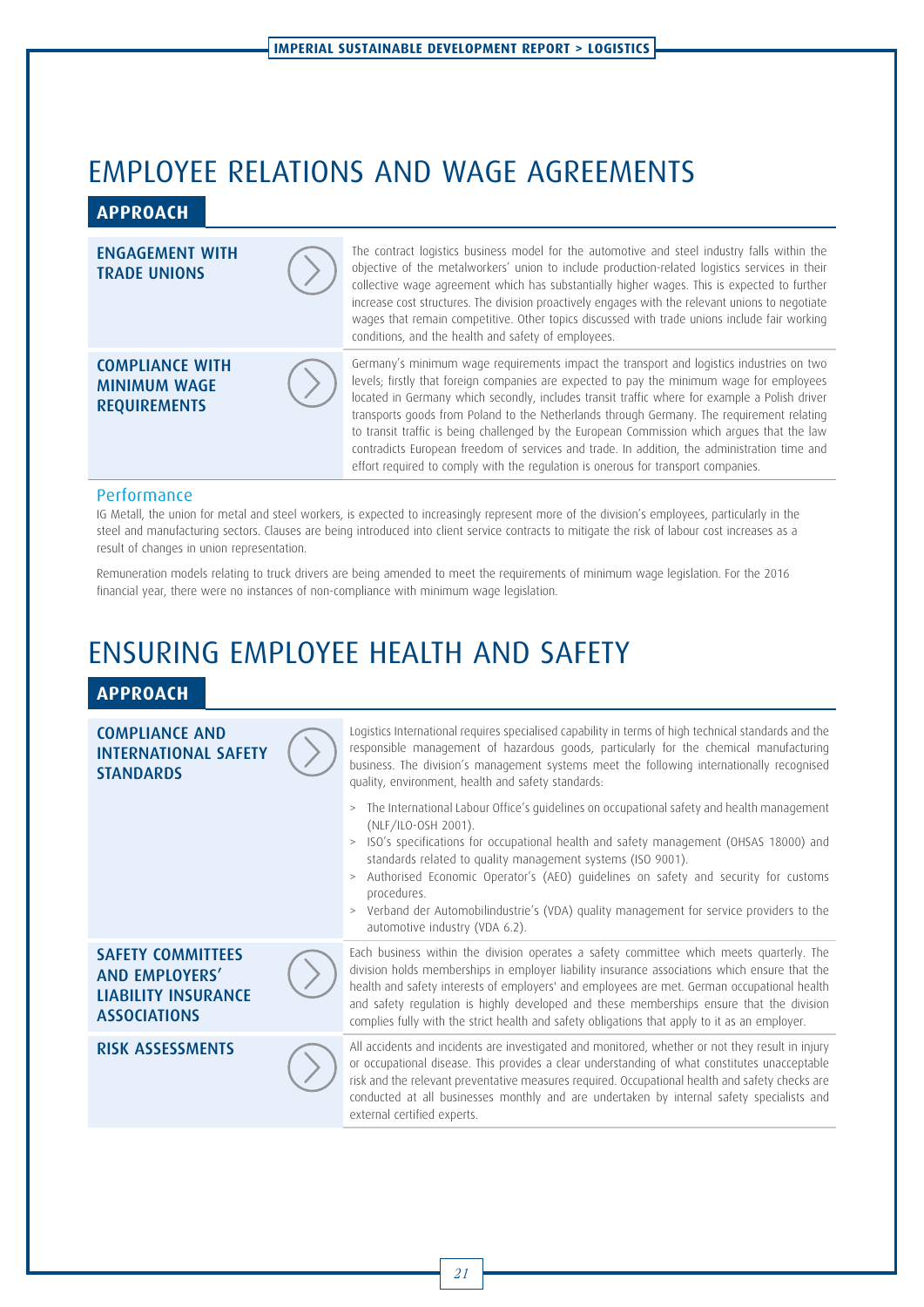# EMPLOYEE RELATIONS AND WAGE AGREEMENTS

## APPROACH

### ENGAGEMENT WITH TRADE UNIONS

The contract logistics business model for the automotive and steel industry falls within the objective of the metalworkers' union to include production-related logistics services in their collective wage agreement which has substantially higher wages. This is expected to further increase cost structures. The division proactively engages with the relevant unions to negotiate wages that remain competitive. Other topics discussed with trade unions include fair working conditions, and the health and safety of employees.

### COMPLIANCE WITH MINIMUM WAGE REQUIREMENTS

Germany's minimum wage requirements impact the transport and logistics industries on two levels; firstly that foreign companies are expected to pay the minimum wage for employees located in Germany which secondly, includes transit traffic where for example a Polish driver transports goods from Poland to the Netherlands through Germany. The requirement relating to transit traffic is being challenged by the European Commission which argues that the law contradicts European freedom of services and trade. In addition, the administration time and effort required to comply with the regulation is onerous for transport companies.

### Performance

IG Metall, the union for metal and steel workers, is expected to increasingly represent more of the division's employees, particularly in the steel and manufacturing sectors. Clauses are being introduced into client service contracts to mitigate the risk of labour cost increases as a result of changes in union representation.

Remuneration models relating to truck drivers are being amended to meet the requirements of minimum wage legislation. For the 2016 financial year, there were no instances of non-compliance with minimum wage legislation.

# ENSURING EMPLOYEE HEALTH AND SAFETY

## APPROACH

### COMPLIANCE AND INTERNATIONAL SAFETY STANDARDS

Logistics International requires specialised capability in terms of high technical standards and the responsible management of hazardous goods, particularly for the chemical manufacturing business. The division's management systems meet the following internationally recognised quality, environment, health and safety standards:

- The International Labour Office's guidelines on occupational safety and health management (NLF/ILO-OSH 2001).
- ISO's specifications for occupational health and safety management (OHSAS 18000) and standards related to quality management systems (ISO 9001).
- Authorised Economic Operator's (AEO) guidelines on safety and security for customs procedures.
- Verband der Automobilindustrie's (VDA) quality management for service providers to the automotive industry (VDA 6.2).

### SAFETY COMMITTEES AND EMPLOYERS' LIABILITY INSURANCE ASSOCIATIONS

Each business within the division operates a safety committee which meets quarterly. The division holds memberships in employer liability insurance associations which ensure that the health and safety interests of employers' and employees are met. German occupational health and safety regulation is highly developed and these memberships ensure that the division complies fully with the strict health and safety obligations that apply to it as an employer.

### RISK ASSESSMENTS

All accidents and incidents are investigated and monitored, whether or not they result in injury or occupational disease. This provides a clear understanding of what constitutes unacceptable risk and the relevant preventative measures required. Occupational health and safety checks are conducted at all businesses monthly and are undertaken by internal safety specialists and external certified experts.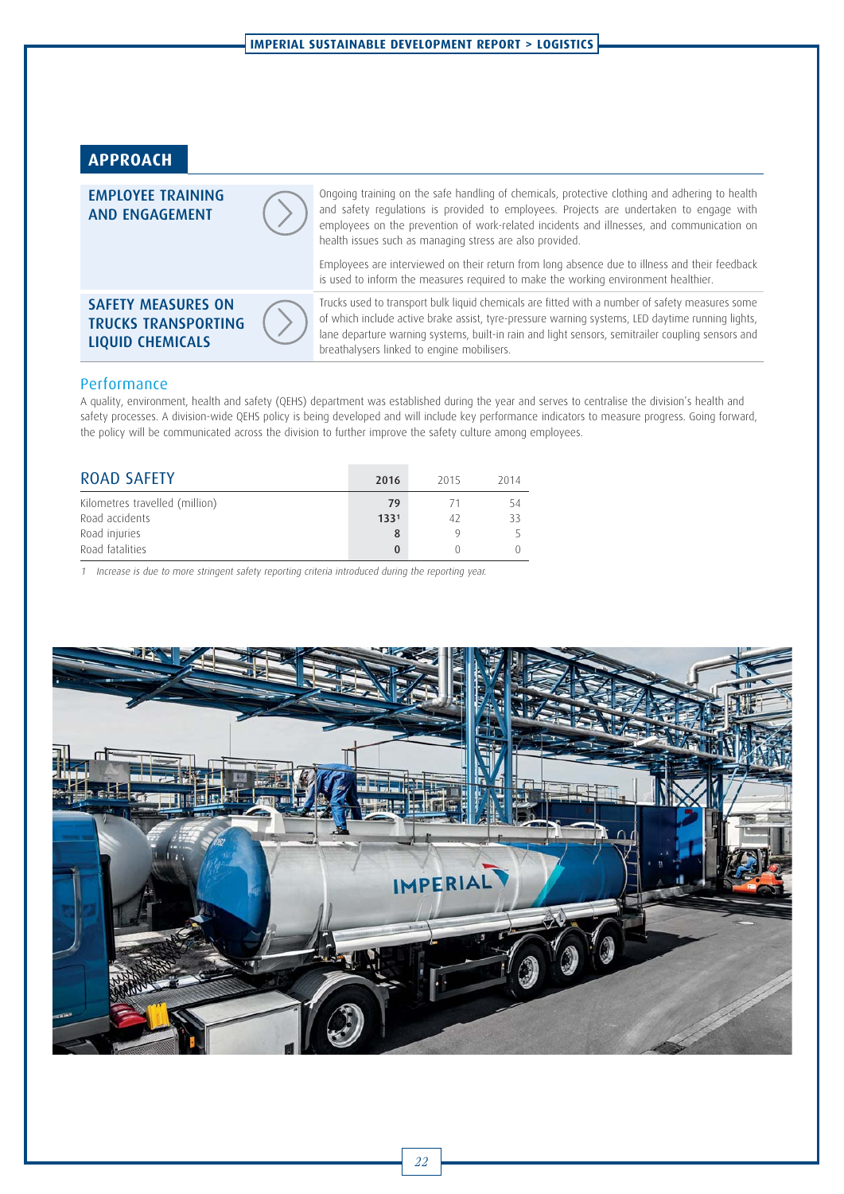## APPROACH

**EMPLOYEE TRAINING AND ENGAGEMENT**

Ongoing training on the safe handling of chemicals, protective clothing and adhering to health and safety regulations is provided to employees. Projects are undertaken to engage with employees on the prevention of work-related incidents and illnesses, and communication on health issues such as managing stress are also provided.

Employees are interviewed on their return from long absence due to illness and their feedback is used to inform the measures required to make the working environment healthier.

**SAFETY MEASURES ON TRUCKS TRANSPORTING LIQUID CHEMICALS**

Trucks used to transport bulk liquid chemicals are fitted with a number of safety measures some of which include active brake assist, tyre-pressure warning systems, LED daytime running lights, lane departure warning systems, built-in rain and light sensors, semitrailer coupling sensors and breathalysers linked to engine mobilisers.

### Performance

A quality, environment, health and safety (QEHS) department was established during the year and serves to centralise the division's health and safety processes. A division-wide QEHS policy is being developed and will include key performance indicators to measure progress. Going forward, the policy will be communicated across the division to further improve the safety culture among employees.

| ROAD SAFETY | **2016** | 2015 | 2014 |
|---|---|---|---|
| Kilometres travelled (million) | **79** | 71 | 54 |
| Road accidents | **133**[1] | 42 | 33 |
| Road injuries | **8** | 9 | 5 |
| Road fatalities | **0** | 0 | 0 |

*1 Increase is due to more stringent safety reporting criteria introduced during the reporting year.*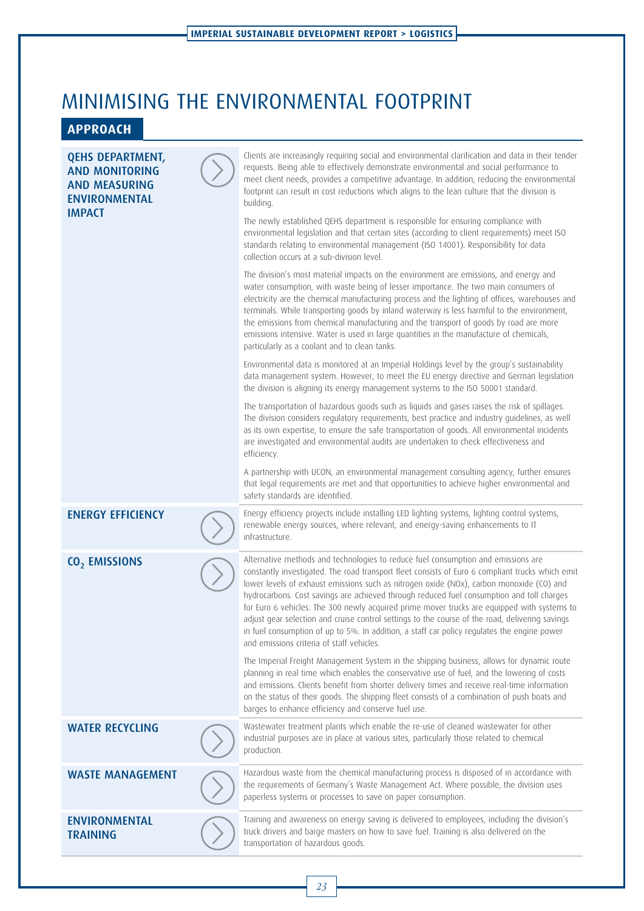# MINIMISING THE ENVIRONMENTAL FOOTPRINT

## APPROACH

### QEHS DEPARTMENT, AND MONITORING AND MEASURING ENVIRONMENTAL IMPACT

Clients are increasingly requiring social and environmental clarification and data in their tender requests. Being able to effectively demonstrate environmental and social performance to meet client needs, provides a competitive advantage. In addition, reducing the environmental footprint can result in cost reductions which aligns to the lean culture that the division is building.

The newly established QEHS department is responsible for ensuring compliance with environmental legislation and that certain sites (according to client requirements) meet ISO standards relating to environmental management (ISO 14001). Responsibility for data collection occurs at a sub-division level.

The division's most material impacts on the environment are emissions, and energy and water consumption, with waste being of lesser importance. The two main consumers of electricity are the chemical manufacturing process and the lighting of offices, warehouses and terminals. While transporting goods by inland waterway is less harmful to the environment, the emissions from chemical manufacturing and the transport of goods by road are more emissions intensive. Water is used in large quantities in the manufacture of chemicals, particularly as a coolant and to clean tanks.

Environmental data is monitored at an Imperial Holdings level by the group's sustainability data management system. However, to meet the EU energy directive and German legislation the division is aligning its energy management systems to the ISO 50001 standard.

The transportation of hazardous goods such as liquids and gases raises the risk of spillages. The division considers regulatory requirements, best practice and industry guidelines, as well as its own expertise, to ensure the safe transportation of goods. All environmental incidents are investigated and environmental audits are undertaken to check effectiveness and efficiency.

A partnership with UCON, an environmental management consulting agency, further ensures that legal requirements are met and that opportunities to achieve higher environmental and safety standards are identified.

### ENERGY EFFICIENCY

Energy efficiency projects include installing LED lighting systems, lighting control systems, renewable energy sources, where relevant, and energy-saving enhancements to IT infrastructure.

### $CO_2$ EMISSIONS

Alternative methods and technologies to reduce fuel consumption and emissions are constantly investigated. The road transport fleet consists of Euro 6 compliant trucks which emit lower levels of exhaust emissions such as nitrogen oxide (NOx), carbon monoxide (CO) and hydrocarbons. Cost savings are achieved through reduced fuel consumption and toll charges for Euro 6 vehicles. The 300 newly acquired prime mover trucks are equipped with systems to adjust gear selection and cruise control settings to the course of the road, delivering savings in fuel consumption of up to 5%. In addition, a staff car policy regulates the engine power and emissions criteria of staff vehicles.

The Imperial Freight Management System in the shipping business, allows for dynamic route planning in real time which enables the conservative use of fuel, and the lowering of costs and emissions. Clients benefit from shorter delivery times and receive real-time information on the status of their goods. The shipping fleet consists of a combination of push boats and barges to enhance efficiency and conserve fuel use.

### WATER RECYCLING

Wastewater treatment plants which enable the re-use of cleaned wastewater for other industrial purposes are in place at various sites, particularly those related to chemical production.

### WASTE MANAGEMENT

Hazardous waste from the chemical manufacturing process is disposed of in accordance with the requirements of Germany's Waste Management Act. Where possible, the division uses paperless systems or processes to save on paper consumption.

### ENVIRONMENTAL TRAINING

Training and awareness on energy saving is delivered to employees, including the division's truck drivers and barge masters on how to save fuel. Training is also delivered on the transportation of hazardous goods.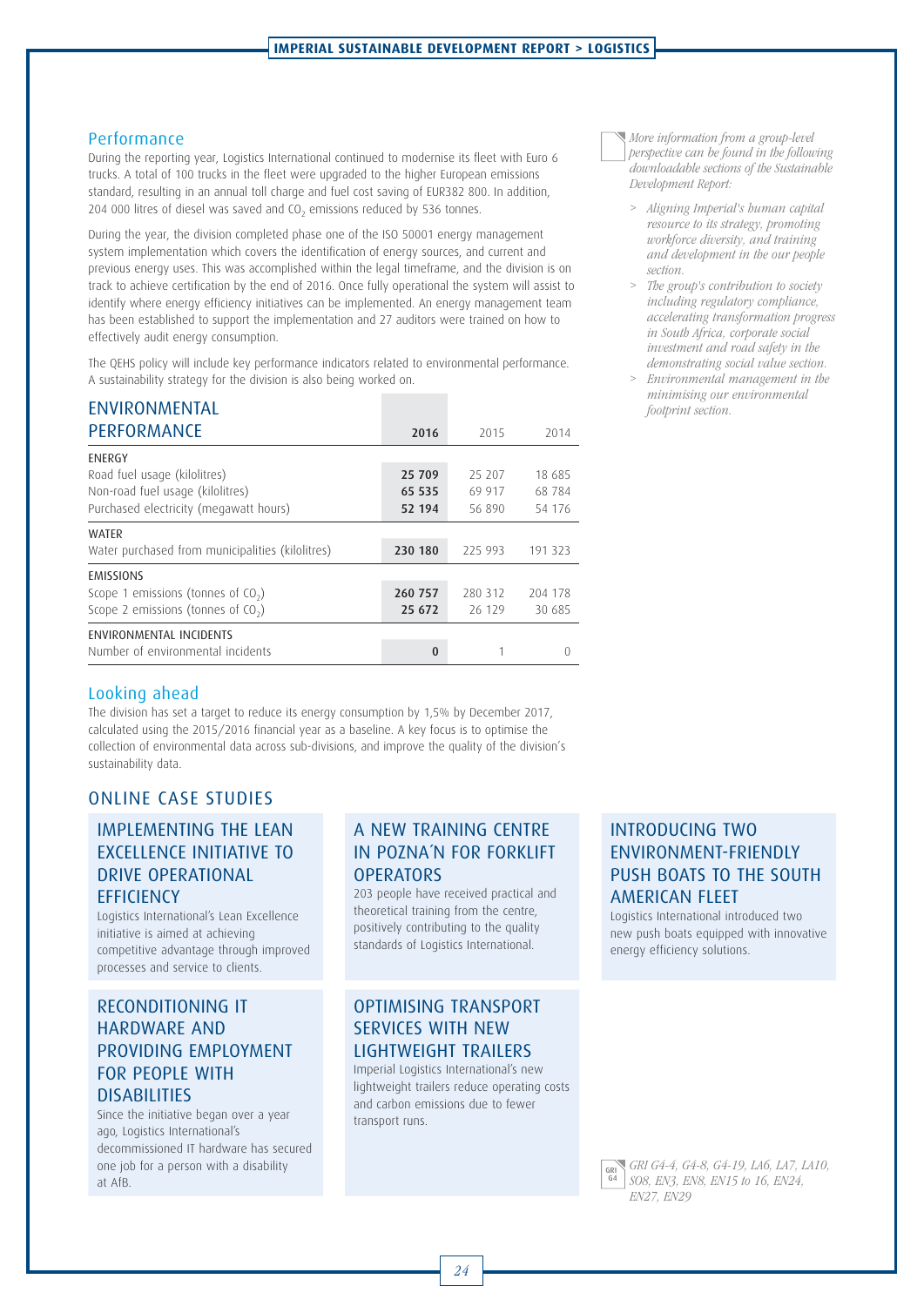## Performance

During the reporting year, Logistics International continued to modernise its fleet with Euro 6 trucks. A total of 100 trucks in the fleet were upgraded to the higher European emissions standard, resulting in an annual toll charge and fuel cost saving of EUR382 800. In addition, 204 000 litres of diesel was saved and $CO_2$ emissions reduced by 536 tonnes.

During the year, the division completed phase one of the ISO 50001 energy management system implementation which covers the identification of energy sources, and current and previous energy uses. This was accomplished within the legal timeframe, and the division is on track to achieve certification by the end of 2016. Once fully operational the system will assist to identify where energy efficiency initiatives can be implemented. An energy management team has been established to support the implementation and 27 auditors were trained on how to effectively audit energy consumption.

The QEHS policy will include key performance indicators related to environmental performance. A sustainability strategy for the division is also being worked on.

| ENVIRONMENTAL PERFORMANCE | 2016 | 2015 | 2014 |
|---|---|---|---|
| **ENERGY** | | | |
| Road fuel usage (kilolitres) | **25 709** | 25 207 | 18 685 |
| Non-road fuel usage (kilolitres) | **65 535** | 69 917 | 68 784 |
| Purchased electricity (megawatt hours) | **52 194** | 56 890 | 54 176 |
| **WATER** | | | |
| Water purchased from municipalities (kilolitres) | **230 180** | 225 993 | 191 323 |
| **EMISSIONS** | | | |
| Scope 1 emissions (tonnes of $CO_2$) | **260 757** | 280 312 | 204 178 |
| Scope 2 emissions (tonnes of $CO_2$) | **25 672** | 26 129 | 30 685 |
| **ENVIRONMENTAL INCIDENTS** | | | |
| Number of environmental incidents | **0** | 1 | 0 |

## Looking ahead

The division has set a target to reduce its energy consumption by 1,5% by December 2017, calculated using the 2015/2016 financial year as a baseline. A key focus is to optimise the collection of environmental data across sub-divisions, and improve the quality of the division's sustainability data.

*More information from a group-level perspective can be found in the following downloadable sections of the Sustainable Development Report:*

- *Aligning Imperial's human capital resource to its strategy, promoting workforce diversity, and training and development in the our people section.*
- *The group's contribution to society including regulatory compliance, accelerating transformation progress in South Africa, corporate social investment and road safety in the demonstrating social value section.*
- *Environmental management in the minimising our environmental footprint section.*

## ONLINE CASE STUDIES

### IMPLEMENTING THE LEAN EXCELLENCE INITIATIVE TO DRIVE OPERATIONAL EFFICIENCY

Logistics International's Lean Excellence initiative is aimed at achieving competitive advantage through improved processes and service to clients.

### RECONDITIONING IT HARDWARE AND PROVIDING EMPLOYMENT FOR PEOPLE WITH DISABILITIES

Since the initiative began over a year ago, Logistics International's decommissioned IT hardware has secured one job for a person with a disability at AfB.

### A NEW TRAINING CENTRE IN POZNA´N FOR FORKLIFT OPERATORS

203 people have received practical and theoretical training from the centre, positively contributing to the quality standards of Logistics International.

### OPTIMISING TRANSPORT SERVICES WITH NEW LIGHTWEIGHT TRAILERS

Imperial Logistics International's new lightweight trailers reduce operating costs and carbon emissions due to fewer transport runs.

### INTRODUCING TWO ENVIRONMENT-FRIENDLY PUSH BOATS TO THE SOUTH AMERICAN FLEET

Logistics International introduced two new push boats equipped with innovative energy efficiency solutions.

*GRI G4-4, G4-8, G4-19, LA6, LA7, LA10, SO8, EN3, EN8, EN15 to 16, EN24, EN27, EN29*